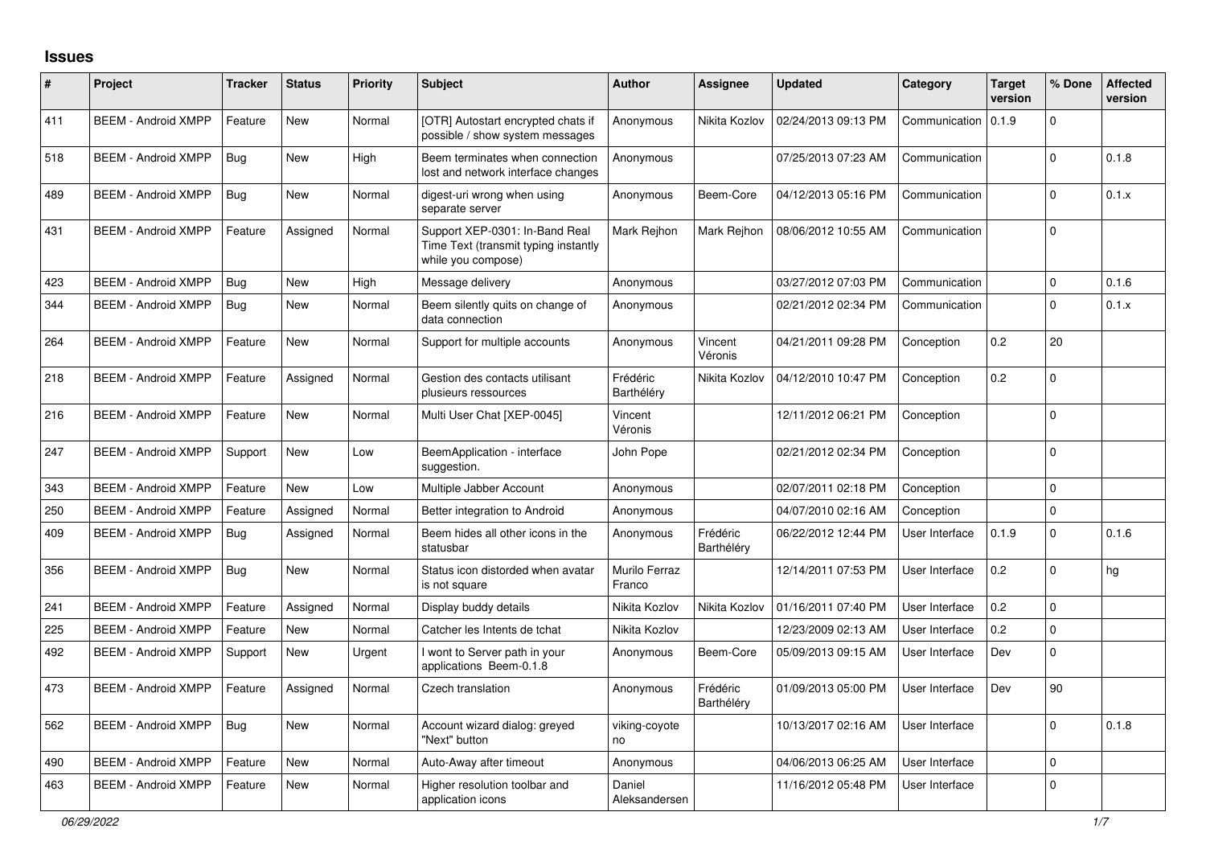## Issues

| # | Project | Tracker | Status | Priority | Subject | Author | Assignee | Updated | Category | Target version | % Done | Affected version |
|---|---|---|---|---|---|---|---|---|---|---|---|---|
| 411 | BEEM - Android XMPP | Feature | New | Normal | [OTR] Autostart encrypted chats if possible / show system messages | Anonymous | Nikita Kozlov | 02/24/2013 09:13 PM | Communication | 0.1.9 | 0 | |
| 518 | BEEM - Android XMPP | Bug | New | High | Beem terminates when connection lost and network interface changes | Anonymous | | 07/25/2013 07:23 AM | Communication | | 0 | 0.1.8 |
| 489 | BEEM - Android XMPP | Bug | New | Normal | digest-uri wrong when using separate server | Anonymous | Beem-Core | 04/12/2013 05:16 PM | Communication | | 0 | 0.1.x |
| 431 | BEEM - Android XMPP | Feature | Assigned | Normal | Support XEP-0301: In-Band Real Time Text (transmit typing instantly while you compose) | Mark Rejhon | Mark Rejhon | 08/06/2012 10:55 AM | Communication | | 0 | |
| 423 | BEEM - Android XMPP | Bug | New | High | Message delivery | Anonymous | | 03/27/2012 07:03 PM | Communication | | 0 | 0.1.6 |
| 344 | BEEM - Android XMPP | Bug | New | Normal | Beem silently quits on change of data connection | Anonymous | | 02/21/2012 02:34 PM | Communication | | 0 | 0.1.x |
| 264 | BEEM - Android XMPP | Feature | New | Normal | Support for multiple accounts | Anonymous | Vincent Véronis | 04/21/2011 09:28 PM | Conception | 0.2 | 20 | |
| 218 | BEEM - Android XMPP | Feature | Assigned | Normal | Gestion des contacts utilisant plusieurs ressources | Frédéric Barthéléry | Nikita Kozlov | 04/12/2010 10:47 PM | Conception | 0.2 | 0 | |
| 216 | BEEM - Android XMPP | Feature | New | Normal | Multi User Chat [XEP-0045] | Vincent Véronis | | 12/11/2012 06:21 PM | Conception | | 0 | |
| 247 | BEEM - Android XMPP | Support | New | Low | BeemApplication - interface suggestion. | John Pope | | 02/21/2012 02:34 PM | Conception | | 0 | |
| 343 | BEEM - Android XMPP | Feature | New | Low | Multiple Jabber Account | Anonymous | | 02/07/2011 02:18 PM | Conception | | 0 | |
| 250 | BEEM - Android XMPP | Feature | Assigned | Normal | Better integration to Android | Anonymous | | 04/07/2010 02:16 AM | Conception | | 0 | |
| 409 | BEEM - Android XMPP | Bug | Assigned | Normal | Beem hides all other icons in the statusbar | Anonymous | Frédéric Barthéléry | 06/22/2012 12:44 PM | User Interface | 0.1.9 | 0 | 0.1.6 |
| 356 | BEEM - Android XMPP | Bug | New | Normal | Status icon distorded when avatar is not square | Murilo Ferraz Franco | | 12/14/2011 07:53 PM | User Interface | 0.2 | 0 | hg |
| 241 | BEEM - Android XMPP | Feature | Assigned | Normal | Display buddy details | Nikita Kozlov | Nikita Kozlov | 01/16/2011 07:40 PM | User Interface | 0.2 | 0 | |
| 225 | BEEM - Android XMPP | Feature | New | Normal | Catcher les Intents de tchat | Nikita Kozlov | | 12/23/2009 02:13 AM | User Interface | 0.2 | 0 | |
| 492 | BEEM - Android XMPP | Support | New | Urgent | I wont to Server path in your applications Beem-0.1.8 | Anonymous | Beem-Core | 05/09/2013 09:15 AM | User Interface | Dev | 0 | |
| 473 | BEEM - Android XMPP | Feature | Assigned | Normal | Czech translation | Anonymous | Frédéric Barthéléry | 01/09/2013 05:00 PM | User Interface | Dev | 90 | |
| 562 | BEEM - Android XMPP | Bug | New | Normal | Account wizard dialog: greyed "Next" button | viking-coyote no | | 10/13/2017 02:16 AM | User Interface | | 0 | 0.1.8 |
| 490 | BEEM - Android XMPP | Feature | New | Normal | Auto-Away after timeout | Anonymous | | 04/06/2013 06:25 AM | User Interface | | 0 | |
| 463 | BEEM - Android XMPP | Feature | New | Normal | Higher resolution toolbar and application icons | Daniel Aleksandersen | | 11/16/2012 05:48 PM | User Interface | | 0 | |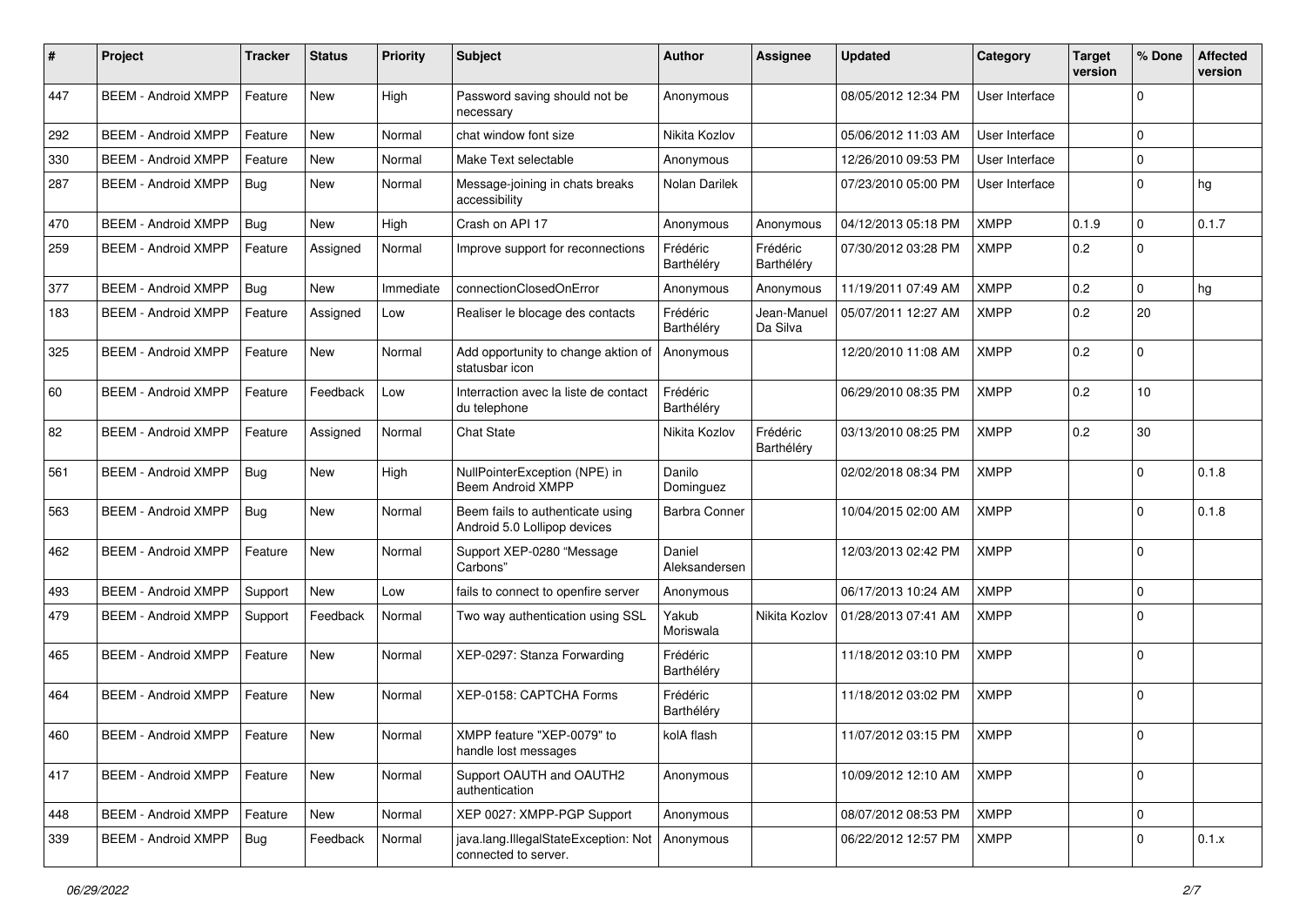| # | Project | Tracker | Status | Priority | Subject | Author | Assignee | Updated | Category | Target version | % Done | Affected version |
|---|---|---|---|---|---|---|---|---|---|---|---|---|
| 447 | BEEM - Android XMPP | Feature | New | High | Password saving should not be necessary | Anonymous | | 08/05/2012 12:34 PM | User Interface | | 0 | |
| 292 | BEEM - Android XMPP | Feature | New | Normal | chat window font size | Nikita Kozlov | | 05/06/2012 11:03 AM | User Interface | | 0 | |
| 330 | BEEM - Android XMPP | Feature | New | Normal | Make Text selectable | Anonymous | | 12/26/2010 09:53 PM | User Interface | | 0 | |
| 287 | BEEM - Android XMPP | Bug | New | Normal | Message-joining in chats breaks accessibility | Nolan Darilek | | 07/23/2010 05:00 PM | User Interface | | 0 | hg |
| 470 | BEEM - Android XMPP | Bug | New | High | Crash on API 17 | Anonymous | Anonymous | 04/12/2013 05:18 PM | XMPP | 0.1.9 | 0 | 0.1.7 |
| 259 | BEEM - Android XMPP | Feature | Assigned | Normal | Improve support for reconnections | Frédéric Barthéléry | Frédéric Barthéléry | 07/30/2012 03:28 PM | XMPP | 0.2 | 0 | |
| 377 | BEEM - Android XMPP | Bug | New | Immediate | connectionClosedOnError | Anonymous | Anonymous | 11/19/2011 07:49 AM | XMPP | 0.2 | 0 | hg |
| 183 | BEEM - Android XMPP | Feature | Assigned | Low | Realiser le blocage des contacts | Frédéric Barthéléry | Jean-Manuel Da Silva | 05/07/2011 12:27 AM | XMPP | 0.2 | 20 | |
| 325 | BEEM - Android XMPP | Feature | New | Normal | Add opportunity to change aktion of statusbar icon | Anonymous | | 12/20/2010 11:08 AM | XMPP | 0.2 | 0 | |
| 60 | BEEM - Android XMPP | Feature | Feedback | Low | Interraction avec la liste de contact du telephone | Frédéric Barthéléry | | 06/29/2010 08:35 PM | XMPP | 0.2 | 10 | |
| 82 | BEEM - Android XMPP | Feature | Assigned | Normal | Chat State | Nikita Kozlov | Frédéric Barthéléry | 03/13/2010 08:25 PM | XMPP | 0.2 | 30 | |
| 561 | BEEM - Android XMPP | Bug | New | High | NullPointerException (NPE) in Beem Android XMPP | Danilo Dominguez | | 02/02/2018 08:34 PM | XMPP | | 0 | 0.1.8 |
| 563 | BEEM - Android XMPP | Bug | New | Normal | Beem fails to authenticate using Android 5.0 Lollipop devices | Barbra Conner | | 10/04/2015 02:00 AM | XMPP | | 0 | 0.1.8 |
| 462 | BEEM - Android XMPP | Feature | New | Normal | Support XEP-0280 "Message Carbons" | Daniel Aleksandersen | | 12/03/2013 02:42 PM | XMPP | | 0 | |
| 493 | BEEM - Android XMPP | Support | New | Low | fails to connect to openfire server | Anonymous | | 06/17/2013 10:24 AM | XMPP | | 0 | |
| 479 | BEEM - Android XMPP | Support | Feedback | Normal | Two way authentication using SSL | Yakub Moriswala | Nikita Kozlov | 01/28/2013 07:41 AM | XMPP | | 0 | |
| 465 | BEEM - Android XMPP | Feature | New | Normal | XEP-0297: Stanza Forwarding | Frédéric Barthéléry | | 11/18/2012 03:10 PM | XMPP | | 0 | |
| 464 | BEEM - Android XMPP | Feature | New | Normal | XEP-0158: CAPTCHA Forms | Frédéric Barthéléry | | 11/18/2012 03:02 PM | XMPP | | 0 | |
| 460 | BEEM - Android XMPP | Feature | New | Normal | XMPP feature "XEP-0079" to handle lost messages | kolA flash | | 11/07/2012 03:15 PM | XMPP | | 0 | |
| 417 | BEEM - Android XMPP | Feature | New | Normal | Support OAUTH and OAUTH2 authentication | Anonymous | | 10/09/2012 12:10 AM | XMPP | | 0 | |
| 448 | BEEM - Android XMPP | Feature | New | Normal | XEP 0027: XMPP-PGP Support | Anonymous | | 08/07/2012 08:53 PM | XMPP | | 0 | |
| 339 | BEEM - Android XMPP | Bug | Feedback | Normal | java.lang.IllegalStateException: Not connected to server. | Anonymous | | 06/22/2012 12:57 PM | XMPP | | 0 | 0.1.x |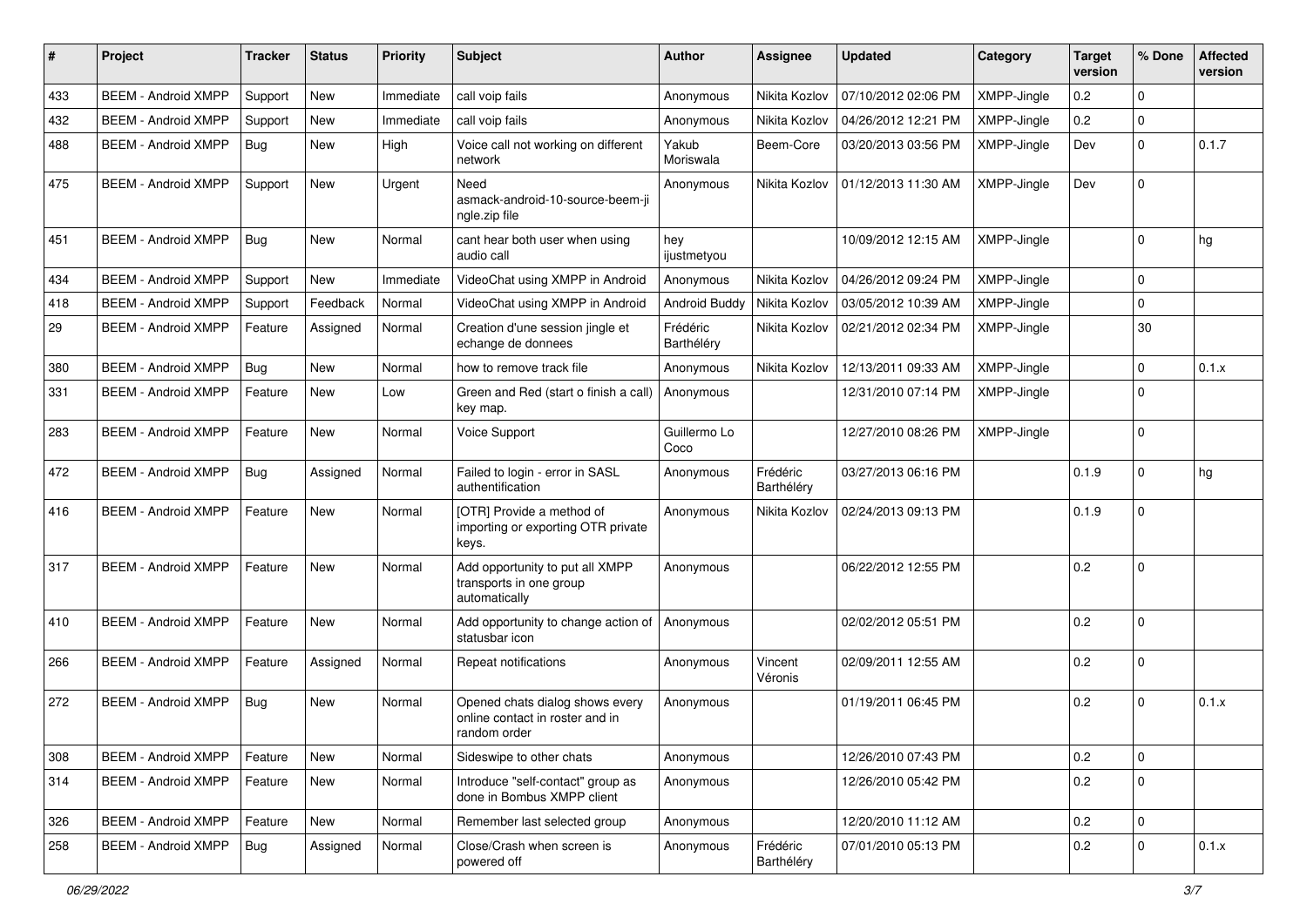| # | Project | Tracker | Status | Priority | Subject | Author | Assignee | Updated | Category | Target version | % Done | Affected version |
|---|---|---|---|---|---|---|---|---|---|---|---|---|
| 433 | BEEM - Android XMPP | Support | New | Immediate | call voip fails | Anonymous | Nikita Kozlov | 07/10/2012 02:06 PM | XMPP-Jingle | 0.2 | 0 | |
| 432 | BEEM - Android XMPP | Support | New | Immediate | call voip fails | Anonymous | Nikita Kozlov | 04/26/2012 12:21 PM | XMPP-Jingle | 0.2 | 0 | |
| 488 | BEEM - Android XMPP | Bug | New | High | Voice call not working on different network | Yakub Moriswala | Beem-Core | 03/20/2013 03:56 PM | XMPP-Jingle | Dev | 0 | 0.1.7 |
| 475 | BEEM - Android XMPP | Support | New | Urgent | Need asmack-android-10-source-beem-jingle.zip file | Anonymous | Nikita Kozlov | 01/12/2013 11:30 AM | XMPP-Jingle | Dev | 0 | |
| 451 | BEEM - Android XMPP | Bug | New | Normal | cant hear both user when using audio call | hey ijustmetyou | | 10/09/2012 12:15 AM | XMPP-Jingle | | 0 | hg |
| 434 | BEEM - Android XMPP | Support | New | Immediate | VideoChat using XMPP in Android | Anonymous | Nikita Kozlov | 04/26/2012 09:24 PM | XMPP-Jingle | | 0 | |
| 418 | BEEM - Android XMPP | Support | Feedback | Normal | VideoChat using XMPP in Android | Android Buddy | Nikita Kozlov | 03/05/2012 10:39 AM | XMPP-Jingle | | 0 | |
| 29 | BEEM - Android XMPP | Feature | Assigned | Normal | Creation d'une session jingle et echange de donnees | Frédéric Barthéléry | Nikita Kozlov | 02/21/2012 02:34 PM | XMPP-Jingle | | 30 | |
| 380 | BEEM - Android XMPP | Bug | New | Normal | how to remove track file | Anonymous | Nikita Kozlov | 12/13/2011 09:33 AM | XMPP-Jingle | | 0 | 0.1.x |
| 331 | BEEM - Android XMPP | Feature | New | Low | Green and Red (start o finish a call) key map. | Anonymous | | 12/31/2010 07:14 PM | XMPP-Jingle | | 0 | |
| 283 | BEEM - Android XMPP | Feature | New | Normal | Voice Support | Guillermo Lo Coco | | 12/27/2010 08:26 PM | XMPP-Jingle | | 0 | |
| 472 | BEEM - Android XMPP | Bug | Assigned | Normal | Failed to login - error in SASL authentification | Anonymous | Frédéric Barthéléry | 03/27/2013 06:16 PM | | 0.1.9 | 0 | hg |
| 416 | BEEM - Android XMPP | Feature | New | Normal | [OTR] Provide a method of importing or exporting OTR private keys. | Anonymous | Nikita Kozlov | 02/24/2013 09:13 PM | | 0.1.9 | 0 | |
| 317 | BEEM - Android XMPP | Feature | New | Normal | Add opportunity to put all XMPP transports in one group automatically | Anonymous | | 06/22/2012 12:55 PM | | 0.2 | 0 | |
| 410 | BEEM - Android XMPP | Feature | New | Normal | Add opportunity to change action of statusbar icon | Anonymous | | 02/02/2012 05:51 PM | | 0.2 | 0 | |
| 266 | BEEM - Android XMPP | Feature | Assigned | Normal | Repeat notifications | Anonymous | Vincent Véronis | 02/09/2011 12:55 AM | | 0.2 | 0 | |
| 272 | BEEM - Android XMPP | Bug | New | Normal | Opened chats dialog shows every online contact in roster and in random order | Anonymous | | 01/19/2011 06:45 PM | | 0.2 | 0 | 0.1.x |
| 308 | BEEM - Android XMPP | Feature | New | Normal | Sideswipe to other chats | Anonymous | | 12/26/2010 07:43 PM | | 0.2 | 0 | |
| 314 | BEEM - Android XMPP | Feature | New | Normal | Introduce "self-contact" group as done in Bombus XMPP client | Anonymous | | 12/26/2010 05:42 PM | | 0.2 | 0 | |
| 326 | BEEM - Android XMPP | Feature | New | Normal | Remember last selected group | Anonymous | | 12/20/2010 11:12 AM | | 0.2 | 0 | |
| 258 | BEEM - Android XMPP | Bug | Assigned | Normal | Close/Crash when screen is powered off | Anonymous | Frédéric Barthéléry | 07/01/2010 05:13 PM | | 0.2 | 0 | 0.1.x |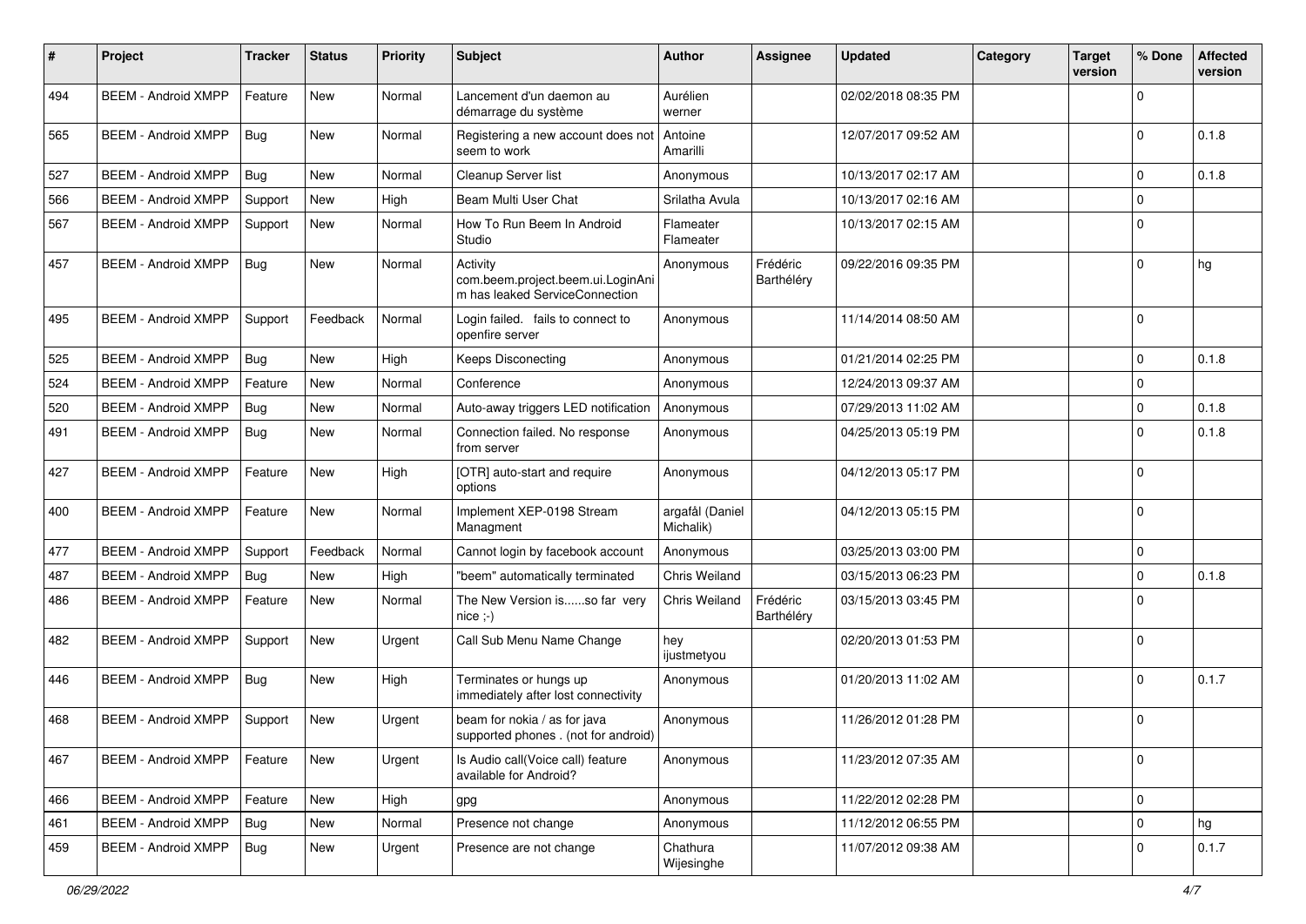| # | Project | Tracker | Status | Priority | Subject | Author | Assignee | Updated | Category | Target version | % Done | Affected version |
|---|---|---|---|---|---|---|---|---|---|---|---|---|
| 494 | BEEM - Android XMPP | Feature | New | Normal | Lancement d'un daemon au démarrage du système | Aurélien werner | | 02/02/2018 08:35 PM | | | 0 | |
| 565 | BEEM - Android XMPP | Bug | New | Normal | Registering a new account does not seem to work | Antoine Amarilli | | 12/07/2017 09:52 AM | | | 0 | 0.1.8 |
| 527 | BEEM - Android XMPP | Bug | New | Normal | Cleanup Server list | Anonymous | | 10/13/2017 02:17 AM | | | 0 | 0.1.8 |
| 566 | BEEM - Android XMPP | Support | New | High | Beam Multi User Chat | Srilatha Avula | | 10/13/2017 02:16 AM | | | 0 | |
| 567 | BEEM - Android XMPP | Support | New | Normal | How To Run Beem In Android Studio | Flameater Flameater | | 10/13/2017 02:15 AM | | | 0 | |
| 457 | BEEM - Android XMPP | Bug | New | Normal | Activity com.beem.project.beem.ui.LoginAnim has leaked ServiceConnection | Anonymous | Frédéric Barthéléry | 09/22/2016 09:35 PM | | | 0 | hg |
| 495 | BEEM - Android XMPP | Support | Feedback | Normal | Login failed. fails to connect to openfire server | Anonymous | | 11/14/2014 08:50 AM | | | 0 | |
| 525 | BEEM - Android XMPP | Bug | New | High | Keeps Disconecting | Anonymous | | 01/21/2014 02:25 PM | | | 0 | 0.1.8 |
| 524 | BEEM - Android XMPP | Feature | New | Normal | Conference | Anonymous | | 12/24/2013 09:37 AM | | | 0 | |
| 520 | BEEM - Android XMPP | Bug | New | Normal | Auto-away triggers LED notification | Anonymous | | 07/29/2013 11:02 AM | | | 0 | 0.1.8 |
| 491 | BEEM - Android XMPP | Bug | New | Normal | Connection failed. No response from server | Anonymous | | 04/25/2013 05:19 PM | | | 0 | 0.1.8 |
| 427 | BEEM - Android XMPP | Feature | New | High | [OTR] auto-start and require options | Anonymous | | 04/12/2013 05:17 PM | | | 0 | |
| 400 | BEEM - Android XMPP | Feature | New | Normal | Implement XEP-0198 Stream Managment | argafål (Daniel Michalik) | | 04/12/2013 05:15 PM | | | 0 | |
| 477 | BEEM - Android XMPP | Support | Feedback | Normal | Cannot login by facebook account | Anonymous | | 03/25/2013 03:00 PM | | | 0 | |
| 487 | BEEM - Android XMPP | Bug | New | High | "beem" automatically terminated | Chris Weiland | | 03/15/2013 06:23 PM | | | 0 | 0.1.8 |
| 486 | BEEM - Android XMPP | Feature | New | Normal | The New Version is......so far very nice ;-) | Chris Weiland | Frédéric Barthéléry | 03/15/2013 03:45 PM | | | 0 | |
| 482 | BEEM - Android XMPP | Support | New | Urgent | Call Sub Menu Name Change | hey ijustmetyou | | 02/20/2013 01:53 PM | | | 0 | |
| 446 | BEEM - Android XMPP | Bug | New | High | Terminates or hungs up immediately after lost connectivity | Anonymous | | 01/20/2013 11:02 AM | | | 0 | 0.1.7 |
| 468 | BEEM - Android XMPP | Support | New | Urgent | beam for nokia / as for java supported phones . (not for android) | Anonymous | | 11/26/2012 01:28 PM | | | 0 | |
| 467 | BEEM - Android XMPP | Feature | New | Urgent | Is Audio call(Voice call) feature available for Android? | Anonymous | | 11/23/2012 07:35 AM | | | 0 | |
| 466 | BEEM - Android XMPP | Feature | New | High | gpg | Anonymous | | 11/22/2012 02:28 PM | | | 0 | |
| 461 | BEEM - Android XMPP | Bug | New | Normal | Presence not change | Anonymous | | 11/12/2012 06:55 PM | | | 0 | hg |
| 459 | BEEM - Android XMPP | Bug | New | Urgent | Presence are not change | Chathura Wijesinghe | | 11/07/2012 09:38 AM | | | 0 | 0.1.7 |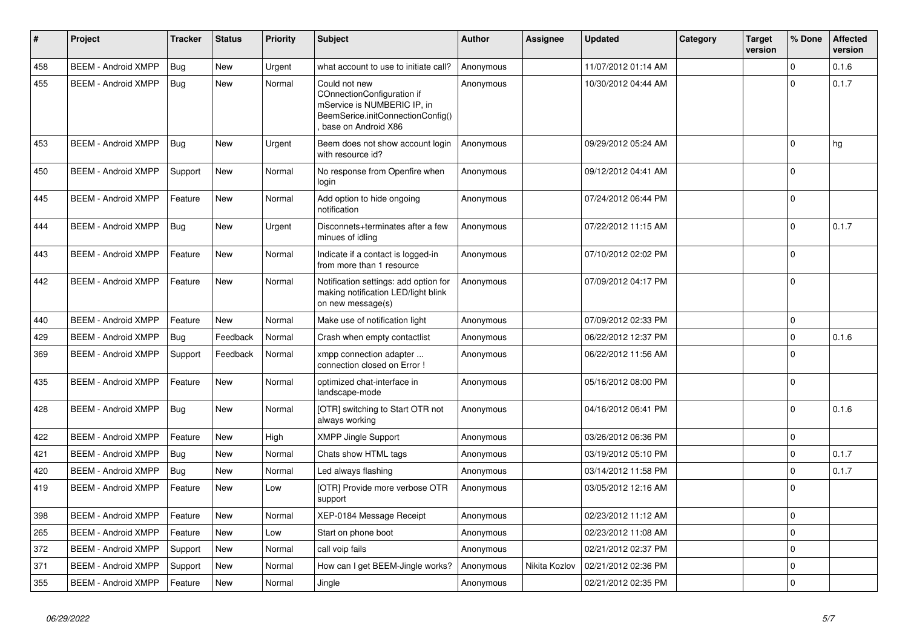| # | Project | Tracker | Status | Priority | Subject | Author | Assignee | Updated | Category | Target version | % Done | Affected version |
|---|---|---|---|---|---|---|---|---|---|---|---|---|
| 458 | BEEM - Android XMPP | Bug | New | Urgent | what account to use to initiate call? | Anonymous | | 11/07/2012 01:14 AM | | | 0 | 0.1.6 |
| 455 | BEEM - Android XMPP | Bug | New | Normal | Could not new COnnectionConfiguration if mService is NUMBERIC IP, in BeemSerice.initConnectionConfig() , base on Android X86 | Anonymous | | 10/30/2012 04:44 AM | | | 0 | 0.1.7 |
| 453 | BEEM - Android XMPP | Bug | New | Urgent | Beem does not show account login with resource id? | Anonymous | | 09/29/2012 05:24 AM | | | 0 | hg |
| 450 | BEEM - Android XMPP | Support | New | Normal | No response from Openfire when login | Anonymous | | 09/12/2012 04:41 AM | | | 0 | |
| 445 | BEEM - Android XMPP | Feature | New | Normal | Add option to hide ongoing notification | Anonymous | | 07/24/2012 06:44 PM | | | 0 | |
| 444 | BEEM - Android XMPP | Bug | New | Urgent | Disconnets+terminates after a few minues of idling | Anonymous | | 07/22/2012 11:15 AM | | | 0 | 0.1.7 |
| 443 | BEEM - Android XMPP | Feature | New | Normal | Indicate if a contact is logged-in from more than 1 resource | Anonymous | | 07/10/2012 02:02 PM | | | 0 | |
| 442 | BEEM - Android XMPP | Feature | New | Normal | Notification settings: add option for making notification LED/light blink on new message(s) | Anonymous | | 07/09/2012 04:17 PM | | | 0 | |
| 440 | BEEM - Android XMPP | Feature | New | Normal | Make use of notification light | Anonymous | | 07/09/2012 02:33 PM | | | 0 | |
| 429 | BEEM - Android XMPP | Bug | Feedback | Normal | Crash when empty contactlist | Anonymous | | 06/22/2012 12:37 PM | | | 0 | 0.1.6 |
| 369 | BEEM - Android XMPP | Support | Feedback | Normal | xmpp connection adapter ... connection closed on Error ! | Anonymous | | 06/22/2012 11:56 AM | | | 0 | |
| 435 | BEEM - Android XMPP | Feature | New | Normal | optimized chat-interface in landscape-mode | Anonymous | | 05/16/2012 08:00 PM | | | 0 | |
| 428 | BEEM - Android XMPP | Bug | New | Normal | [OTR] switching to Start OTR not always working | Anonymous | | 04/16/2012 06:41 PM | | | 0 | 0.1.6 |
| 422 | BEEM - Android XMPP | Feature | New | High | XMPP Jingle Support | Anonymous | | 03/26/2012 06:36 PM | | | 0 | |
| 421 | BEEM - Android XMPP | Bug | New | Normal | Chats show HTML tags | Anonymous | | 03/19/2012 05:10 PM | | | 0 | 0.1.7 |
| 420 | BEEM - Android XMPP | Bug | New | Normal | Led always flashing | Anonymous | | 03/14/2012 11:58 PM | | | 0 | 0.1.7 |
| 419 | BEEM - Android XMPP | Feature | New | Low | [OTR] Provide more verbose OTR support | Anonymous | | 03/05/2012 12:16 AM | | | 0 | |
| 398 | BEEM - Android XMPP | Feature | New | Normal | XEP-0184 Message Receipt | Anonymous | | 02/23/2012 11:12 AM | | | 0 | |
| 265 | BEEM - Android XMPP | Feature | New | Low | Start on phone boot | Anonymous | | 02/23/2012 11:08 AM | | | 0 | |
| 372 | BEEM - Android XMPP | Support | New | Normal | call voip fails | Anonymous | | 02/21/2012 02:37 PM | | | 0 | |
| 371 | BEEM - Android XMPP | Support | New | Normal | How can I get BEEM-Jingle works? | Anonymous | Nikita Kozlov | 02/21/2012 02:36 PM | | | 0 | |
| 355 | BEEM - Android XMPP | Feature | New | Normal | Jingle | Anonymous | | 02/21/2012 02:35 PM | | | 0 | |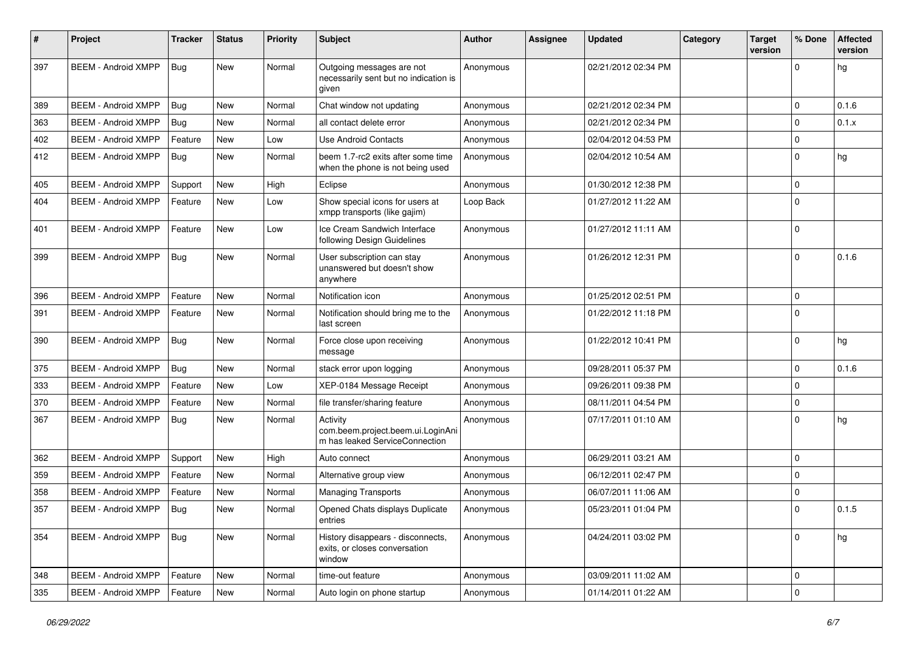| # | Project | Tracker | Status | Priority | Subject | Author | Assignee | Updated | Category | Target version | % Done | Affected version |
|---|---|---|---|---|---|---|---|---|---|---|---|---|
| 397 | BEEM - Android XMPP | Bug | New | Normal | Outgoing messages are not necessarily sent but no indication is given | Anonymous | | 02/21/2012 02:34 PM | | | 0 | hg |
| 389 | BEEM - Android XMPP | Bug | New | Normal | Chat window not updating | Anonymous | | 02/21/2012 02:34 PM | | | 0 | 0.1.6 |
| 363 | BEEM - Android XMPP | Bug | New | Normal | all contact delete error | Anonymous | | 02/21/2012 02:34 PM | | | 0 | 0.1.x |
| 402 | BEEM - Android XMPP | Feature | New | Low | Use Android Contacts | Anonymous | | 02/04/2012 04:53 PM | | | 0 | |
| 412 | BEEM - Android XMPP | Bug | New | Normal | beem 1.7-rc2 exits after some time when the phone is not being used | Anonymous | | 02/04/2012 10:54 AM | | | 0 | hg |
| 405 | BEEM - Android XMPP | Support | New | High | Eclipse | Anonymous | | 01/30/2012 12:38 PM | | | 0 | |
| 404 | BEEM - Android XMPP | Feature | New | Low | Show special icons for users at xmpp transports (like gajim) | Loop Back | | 01/27/2012 11:22 AM | | | 0 | |
| 401 | BEEM - Android XMPP | Feature | New | Low | Ice Cream Sandwich Interface following Design Guidelines | Anonymous | | 01/27/2012 11:11 AM | | | 0 | |
| 399 | BEEM - Android XMPP | Bug | New | Normal | User subscription can stay unanswered but doesn't show anywhere | Anonymous | | 01/26/2012 12:31 PM | | | 0 | 0.1.6 |
| 396 | BEEM - Android XMPP | Feature | New | Normal | Notification icon | Anonymous | | 01/25/2012 02:51 PM | | | 0 | |
| 391 | BEEM - Android XMPP | Feature | New | Normal | Notification should bring me to the last screen | Anonymous | | 01/22/2012 11:18 PM | | | 0 | |
| 390 | BEEM - Android XMPP | Bug | New | Normal | Force close upon receiving message | Anonymous | | 01/22/2012 10:41 PM | | | 0 | hg |
| 375 | BEEM - Android XMPP | Bug | New | Normal | stack error upon logging | Anonymous | | 09/28/2011 05:37 PM | | | 0 | 0.1.6 |
| 333 | BEEM - Android XMPP | Feature | New | Low | XEP-0184 Message Receipt | Anonymous | | 09/26/2011 09:38 PM | | | 0 | |
| 370 | BEEM - Android XMPP | Feature | New | Normal | file transfer/sharing feature | Anonymous | | 08/11/2011 04:54 PM | | | 0 | |
| 367 | BEEM - Android XMPP | Bug | New | Normal | Activity com.beem.project.beem.ui.LoginAnim has leaked ServiceConnection | Anonymous | | 07/17/2011 01:10 AM | | | 0 | hg |
| 362 | BEEM - Android XMPP | Support | New | High | Auto connect | Anonymous | | 06/29/2011 03:21 AM | | | 0 | |
| 359 | BEEM - Android XMPP | Feature | New | Normal | Alternative group view | Anonymous | | 06/12/2011 02:47 PM | | | 0 | |
| 358 | BEEM - Android XMPP | Feature | New | Normal | Managing Transports | Anonymous | | 06/07/2011 11:06 AM | | | 0 | |
| 357 | BEEM - Android XMPP | Bug | New | Normal | Opened Chats displays Duplicate entries | Anonymous | | 05/23/2011 01:04 PM | | | 0 | 0.1.5 |
| 354 | BEEM - Android XMPP | Bug | New | Normal | History disappears - disconnects, exits, or closes conversation window | Anonymous | | 04/24/2011 03:02 PM | | | 0 | hg |
| 348 | BEEM - Android XMPP | Feature | New | Normal | time-out feature | Anonymous | | 03/09/2011 11:02 AM | | | 0 | |
| 335 | BEEM - Android XMPP | Feature | New | Normal | Auto login on phone startup | Anonymous | | 01/14/2011 01:22 AM | | | 0 | |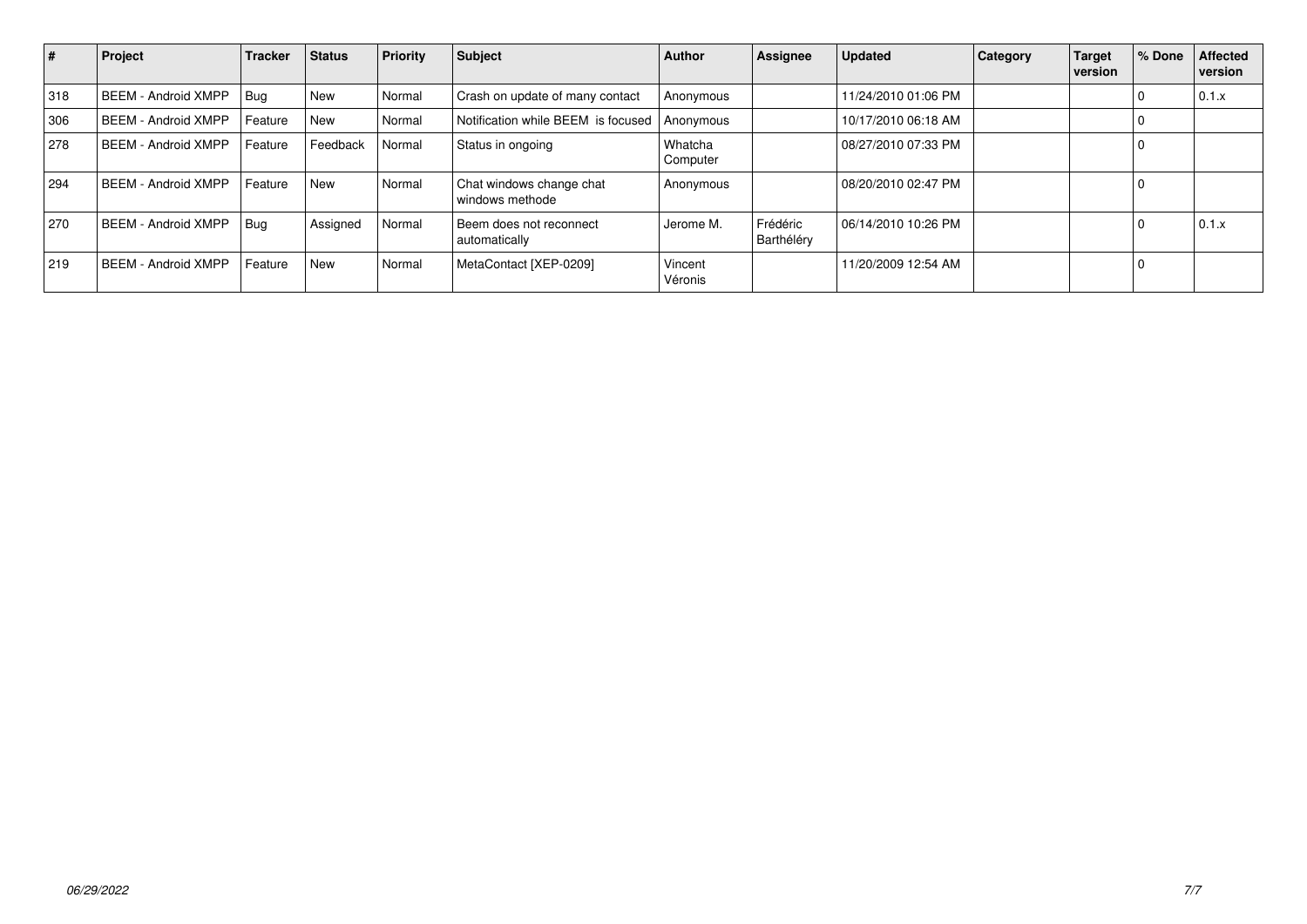| # | Project | Tracker | Status | Priority | Subject | Author | Assignee | Updated | Category | Target version | % Done | Affected version |
|---|---|---|---|---|---|---|---|---|---|---|---|---|
| 318 | BEEM - Android XMPP | Bug | New | Normal | Crash on update of many contact | Anonymous | | 11/24/2010 01:06 PM | | | 0 | 0.1.x |
| 306 | BEEM - Android XMPP | Feature | New | Normal | Notification while BEEM is focused | Anonymous | | 10/17/2010 06:18 AM | | | 0 | |
| 278 | BEEM - Android XMPP | Feature | Feedback | Normal | Status in ongoing | Whatcha Computer | | 08/27/2010 07:33 PM | | | 0 | |
| 294 | BEEM - Android XMPP | Feature | New | Normal | Chat windows change chat windows methode | Anonymous | | 08/20/2010 02:47 PM | | | 0 | |
| 270 | BEEM - Android XMPP | Bug | Assigned | Normal | Beem does not reconnect automatically | Jerome M. | Frédéric Barthéléry | 06/14/2010 10:26 PM | | | 0 | 0.1.x |
| 219 | BEEM - Android XMPP | Feature | New | Normal | MetaContact [XEP-0209] | Vincent Véronis | | 11/20/2009 12:54 AM | | | 0 | |